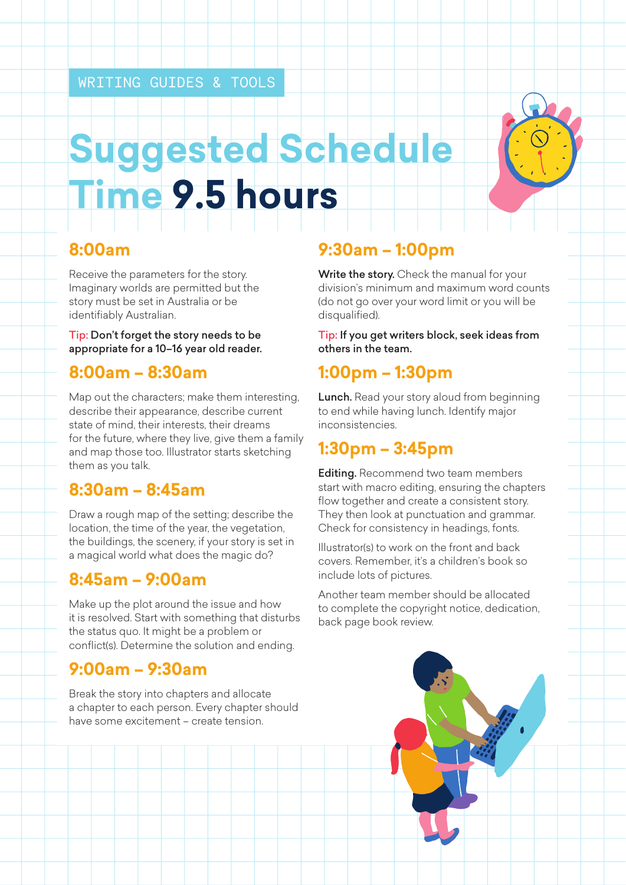WRITING GUIDES & TOOLS

# Suggested Schedule Time 9.5 hours

## 8:00am

Receive the parameters for the story. Imaginary worlds are permitted but the story must be set in Australia or be identifiably Australian.

Tip: **Don't forget the story needs to be appropriate for a 10–16 year old reader.**

## 8:00am – 8:30am

Map out the characters; make them interesting, describe their appearance, describe current state of mind, their interests, their dreams for the future, where they live, give them a family and map those too. Illustrator starts sketching them as you talk.

## 8:30am – 8:45am

Draw a rough map of the setting; describe the location, the time of the year, the vegetation, the buildings, the scenery, if your story is set in a magical world what does the magic do?

## 8:45am – 9:00am

Make up the plot around the issue and how it is resolved. Start with something that disturbs the status quo. It might be a problem or conflict(s). Determine the solution and ending.

## 9:00am – 9:30am

Break the story into chapters and allocate a chapter to each person. Every chapter should have some excitement – create tension.

## 9:30am – 1:00pm

**Write the story.** Check the manual for your division's minimum and maximum word counts (do not go over your word limit or you will be disqualified).

Tip: **If you get writers block, seek ideas from others in the team.**

## 1:00pm – 1:30pm

**Lunch.** Read your story aloud from beginning to end while having lunch. Identify major inconsistencies.

## 1:30pm – 3:45pm

**Editing.** Recommend two team members start with macro editing, ensuring the chapters flow together and create a consistent story. They then look at punctuation and grammar. Check for consistency in headings, fonts.

Illustrator(s) to work on the front and back covers. Remember, it's a children's book so include lots of pictures.

Another team member should be allocated to complete the copyright notice, dedication, back page book review.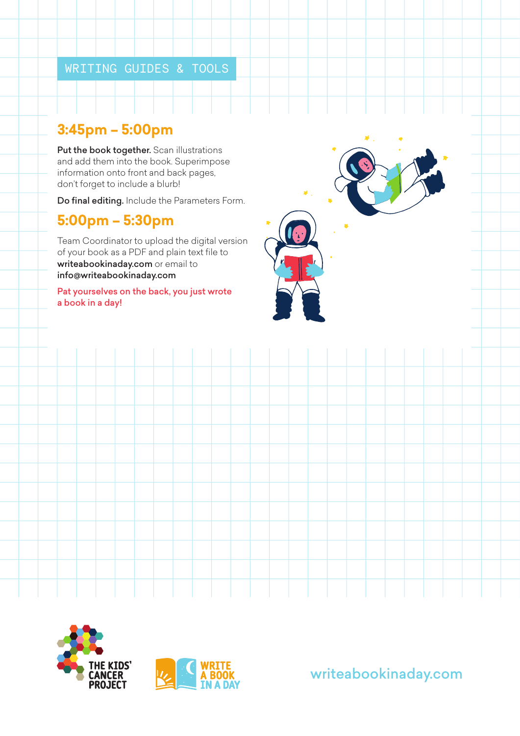WRITING GUIDES & TOOLS

## 3:45pm – 5:00pm

**Put the book together.** Scan illustrations and add them into the book. Superimpose information onto front and back pages, don't forget to include a blurb!

**Do final editing.** Include the Parameters Form.

## 5:00pm – 5:30pm

Team Coordinator to upload the digital version of your book as a PDF and plain text file to **writeabookinaday.com** or email to **info@writeabookinaday.com**

Pat yourselves on the back, you just wrote a book in a day!

THE KIDS' CANCER PROJECT

WRITE A BOOK IN A DAY

writeabookinaday.com